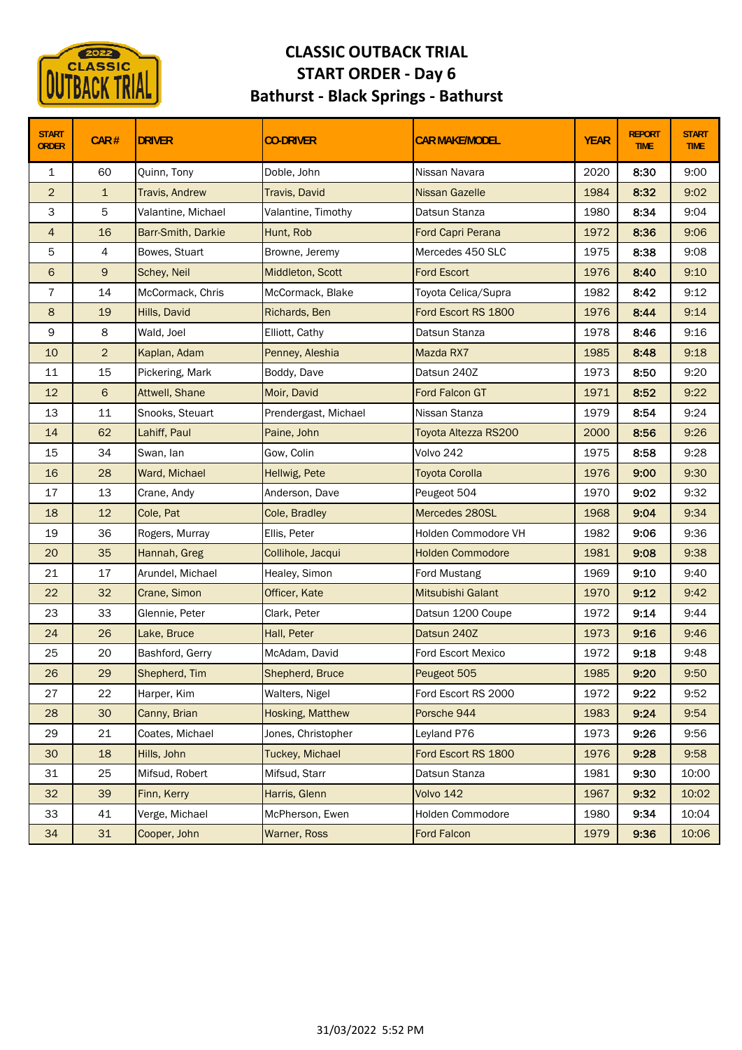# CLASSIC OUTBACK TRIAL

## START ORDER - Day 6

## Bathurst - Black Springs - Bathurst

| START ORDER | CAR # | DRIVER | CO-DRIVER | CAR MAKE/MODEL | YEAR | REPORT TIME | START TIME |
|---|---|---|---|---|---|---|---|
| 1 | 60 | Quinn, Tony | Doble, John | Nissan Navara | 2020 | 8:30 | 9:00 |
| 2 | 1 | Travis, Andrew | Travis, David | Nissan Gazelle | 1984 | 8:32 | 9:02 |
| 3 | 5 | Valantine, Michael | Valantine, Timothy | Datsun Stanza | 1980 | 8:34 | 9:04 |
| 4 | 16 | Barr-Smith, Darkie | Hunt, Rob | Ford Capri Perana | 1972 | 8:36 | 9:06 |
| 5 | 4 | Bowes, Stuart | Browne, Jeremy | Mercedes 450 SLC | 1975 | 8:38 | 9:08 |
| 6 | 9 | Schey, Neil | Middleton, Scott | Ford Escort | 1976 | 8:40 | 9:10 |
| 7 | 14 | McCormack, Chris | McCormack, Blake | Toyota Celica/Supra | 1982 | 8:42 | 9:12 |
| 8 | 19 | Hills, David | Richards, Ben | Ford Escort RS 1800 | 1976 | 8:44 | 9:14 |
| 9 | 8 | Wald, Joel | Elliott, Cathy | Datsun Stanza | 1978 | 8:46 | 9:16 |
| 10 | 2 | Kaplan, Adam | Penney, Aleshia | Mazda RX7 | 1985 | 8:48 | 9:18 |
| 11 | 15 | Pickering, Mark | Boddy, Dave | Datsun 240Z | 1973 | 8:50 | 9:20 |
| 12 | 6 | Attwell, Shane | Moir, David | Ford Falcon GT | 1971 | 8:52 | 9:22 |
| 13 | 11 | Snooks, Steuart | Prendergast, Michael | Nissan Stanza | 1979 | 8:54 | 9:24 |
| 14 | 62 | Lahiff, Paul | Paine, John | Toyota Altezza RS200 | 2000 | 8:56 | 9:26 |
| 15 | 34 | Swan, Ian | Gow, Colin | Volvo 242 | 1975 | 8:58 | 9:28 |
| 16 | 28 | Ward, Michael | Hellwig, Pete | Toyota Corolla | 1976 | 9:00 | 9:30 |
| 17 | 13 | Crane, Andy | Anderson, Dave | Peugeot 504 | 1970 | 9:02 | 9:32 |
| 18 | 12 | Cole, Pat | Cole, Bradley | Mercedes 280SL | 1968 | 9:04 | 9:34 |
| 19 | 36 | Rogers, Murray | Ellis, Peter | Holden Commodore VH | 1982 | 9:06 | 9:36 |
| 20 | 35 | Hannah, Greg | Collihole, Jacqui | Holden Commodore | 1981 | 9:08 | 9:38 |
| 21 | 17 | Arundel, Michael | Healey, Simon | Ford Mustang | 1969 | 9:10 | 9:40 |
| 22 | 32 | Crane, Simon | Officer, Kate | Mitsubishi Galant | 1970 | 9:12 | 9:42 |
| 23 | 33 | Glennie, Peter | Clark, Peter | Datsun 1200 Coupe | 1972 | 9:14 | 9:44 |
| 24 | 26 | Lake, Bruce | Hall, Peter | Datsun 240Z | 1973 | 9:16 | 9:46 |
| 25 | 20 | Bashford, Gerry | McAdam, David | Ford Escort Mexico | 1972 | 9:18 | 9:48 |
| 26 | 29 | Shepherd, Tim | Shepherd, Bruce | Peugeot 505 | 1985 | 9:20 | 9:50 |
| 27 | 22 | Harper, Kim | Walters, Nigel | Ford Escort RS 2000 | 1972 | 9:22 | 9:52 |
| 28 | 30 | Canny, Brian | Hosking, Matthew | Porsche 944 | 1983 | 9:24 | 9:54 |
| 29 | 21 | Coates, Michael | Jones, Christopher | Leyland P76 | 1973 | 9:26 | 9:56 |
| 30 | 18 | Hills, John | Tuckey, Michael | Ford Escort RS 1800 | 1976 | 9:28 | 9:58 |
| 31 | 25 | Mifsud, Robert | Mifsud, Starr | Datsun Stanza | 1981 | 9:30 | 10:00 |
| 32 | 39 | Finn, Kerry | Harris, Glenn | Volvo 142 | 1967 | 9:32 | 10:02 |
| 33 | 41 | Verge, Michael | McPherson, Ewen | Holden Commodore | 1980 | 9:34 | 10:04 |
| 34 | 31 | Cooper, John | Warner, Ross | Ford Falcon | 1979 | 9:36 | 10:06 |

31/03/2022 5:52 PM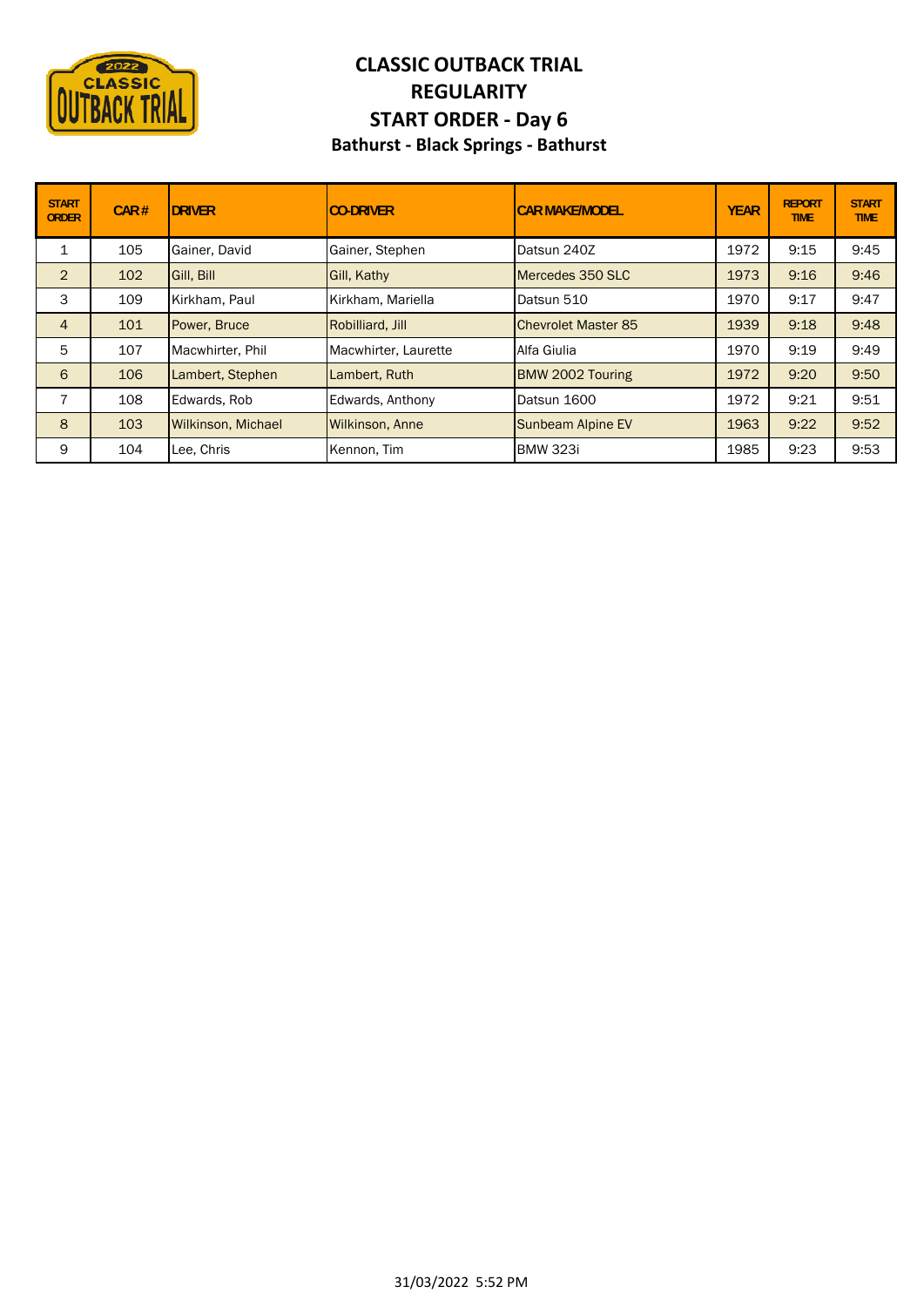# CLASSIC OUTBACK TRIAL
## REGULARITY
## START ORDER - Day 6
### Bathurst - Black Springs - Bathurst

| START ORDER | CAR # | DRIVER | CO-DRIVER | CAR MAKE/MODEL | YEAR | REPORT TIME | START TIME |
|---|---|---|---|---|---|---|---|
| 1 | 105 | Gainer, David | Gainer, Stephen | Datsun 240Z | 1972 | 9:15 | 9:45 |
| 2 | 102 | Gill, Bill | Gill, Kathy | Mercedes 350 SLC | 1973 | 9:16 | 9:46 |
| 3 | 109 | Kirkham, Paul | Kirkham, Mariella | Datsun 510 | 1970 | 9:17 | 9:47 |
| 4 | 101 | Power, Bruce | Robilliard, Jill | Chevrolet Master 85 | 1939 | 9:18 | 9:48 |
| 5 | 107 | Macwhirter, Phil | Macwhirter, Laurette | Alfa Giulia | 1970 | 9:19 | 9:49 |
| 6 | 106 | Lambert, Stephen | Lambert, Ruth | BMW 2002 Touring | 1972 | 9:20 | 9:50 |
| 7 | 108 | Edwards, Rob | Edwards, Anthony | Datsun 1600 | 1972 | 9:21 | 9:51 |
| 8 | 103 | Wilkinson, Michael | Wilkinson, Anne | Sunbeam Alpine EV | 1963 | 9:22 | 9:52 |
| 9 | 104 | Lee, Chris | Kennon, Tim | BMW 323i | 1985 | 9:23 | 9:53 |

31/03/2022 5:52 PM